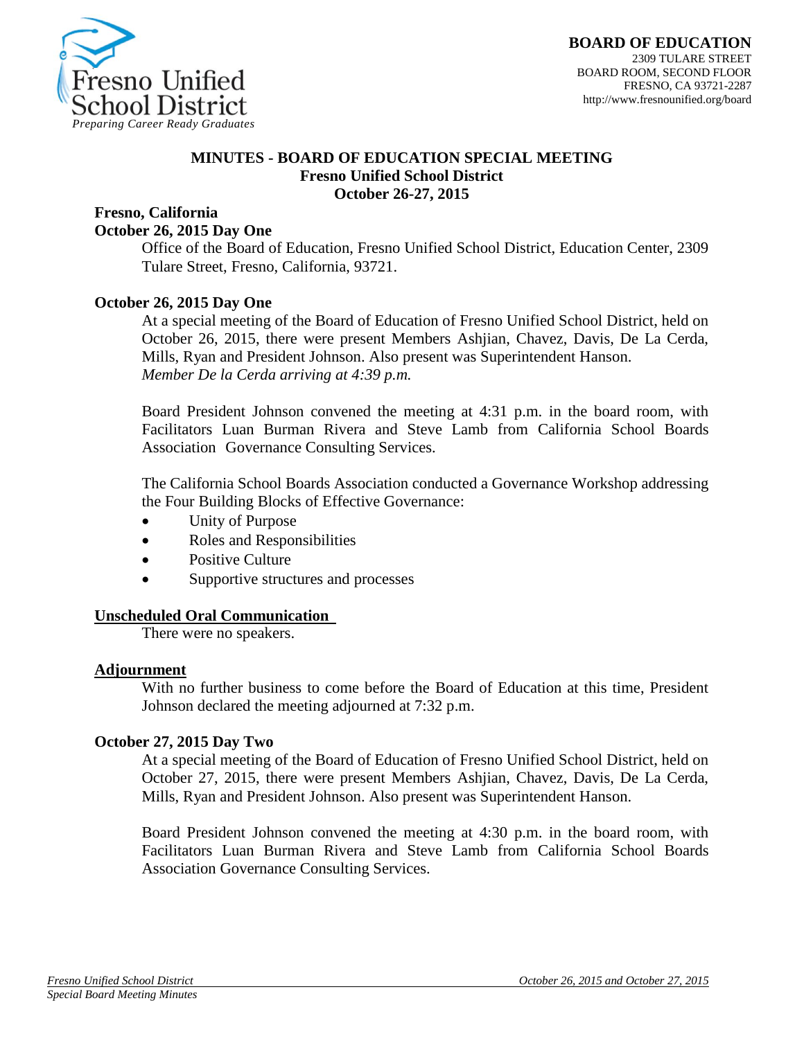Fresno Unified School District
*Preparing Career Ready Graduates*

**BOARD OF EDUCATION**
2309 TULARE STREET
BOARD ROOM, SECOND FLOOR
FRESNO, CA 93721-2287
http://www.fresnounified.org/board

# MINUTES - BOARD OF EDUCATION SPECIAL MEETING
## Fresno Unified School District
## October 26-27, 2015

**Fresno, California**

**October 26, 2015 Day One**

Office of the Board of Education, Fresno Unified School District, Education Center, 2309 Tulare Street, Fresno, California, 93721.

**October 26, 2015 Day One**

At a special meeting of the Board of Education of Fresno Unified School District, held on October 26, 2015, there were present Members Ashjian, Chavez, Davis, De La Cerda, Mills, Ryan and President Johnson. Also present was Superintendent Hanson.
*Member De la Cerda arriving at 4:39 p.m.*

Board President Johnson convened the meeting at 4:31 p.m. in the board room, with Facilitators Luan Burman Rivera and Steve Lamb from California School Boards Association Governance Consulting Services.

The California School Boards Association conducted a Governance Workshop addressing the Four Building Blocks of Effective Governance:

- Unity of Purpose
- Roles and Responsibilities
- Positive Culture
- Supportive structures and processes

**Unscheduled Oral Communication**

There were no speakers.

**Adjournment**

With no further business to come before the Board of Education at this time, President Johnson declared the meeting adjourned at 7:32 p.m.

**October 27, 2015 Day Two**

At a special meeting of the Board of Education of Fresno Unified School District, held on October 27, 2015, there were present Members Ashjian, Chavez, Davis, De La Cerda, Mills, Ryan and President Johnson. Also present was Superintendent Hanson.

Board President Johnson convened the meeting at 4:30 p.m. in the board room, with Facilitators Luan Burman Rivera and Steve Lamb from California School Boards Association Governance Consulting Services.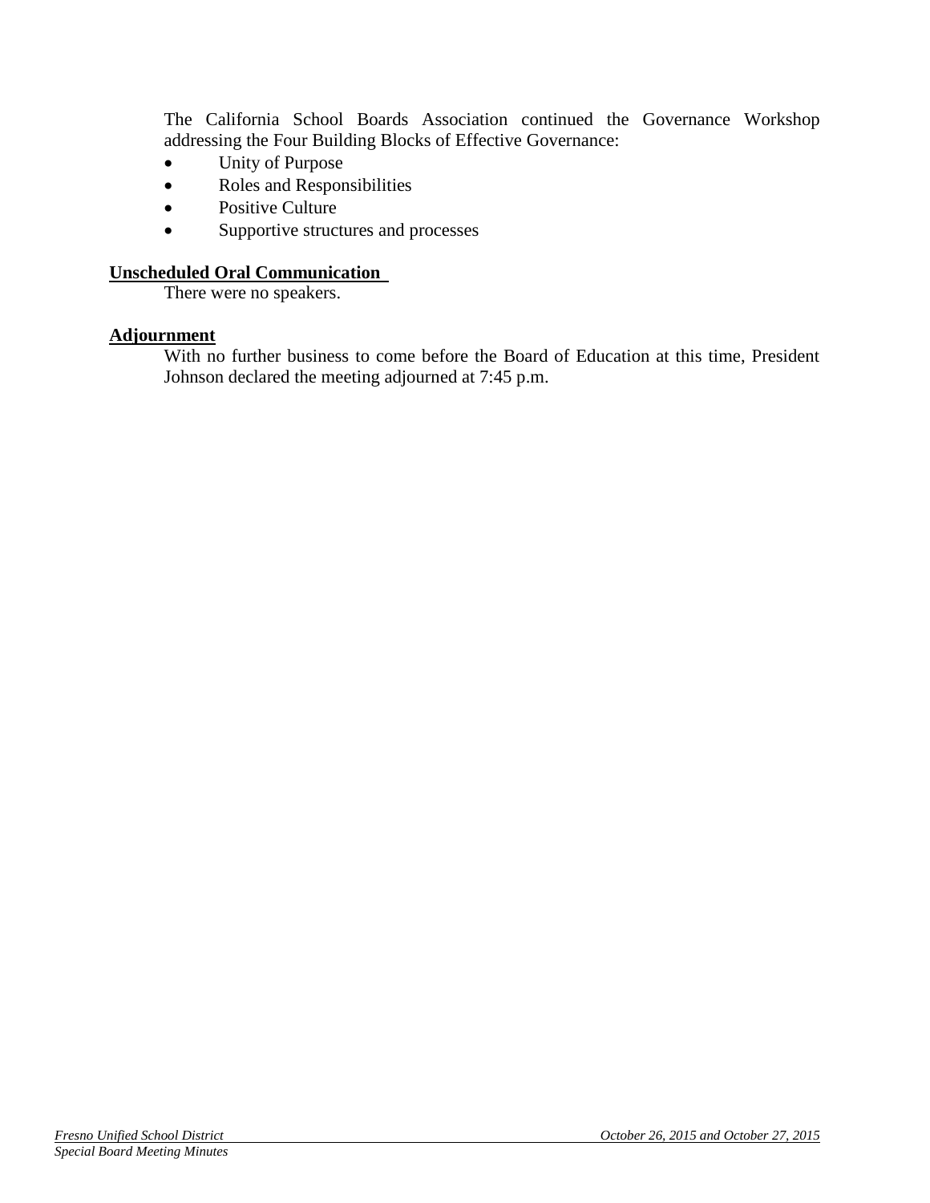The California School Boards Association continued the Governance Workshop addressing the Four Building Blocks of Effective Governance:

- Unity of Purpose
- Roles and Responsibilities
- Positive Culture
- Supportive structures and processes

**Unscheduled Oral Communication**

There were no speakers.

**Adjournment**

With no further business to come before the Board of Education at this time, President Johnson declared the meeting adjourned at 7:45 p.m.